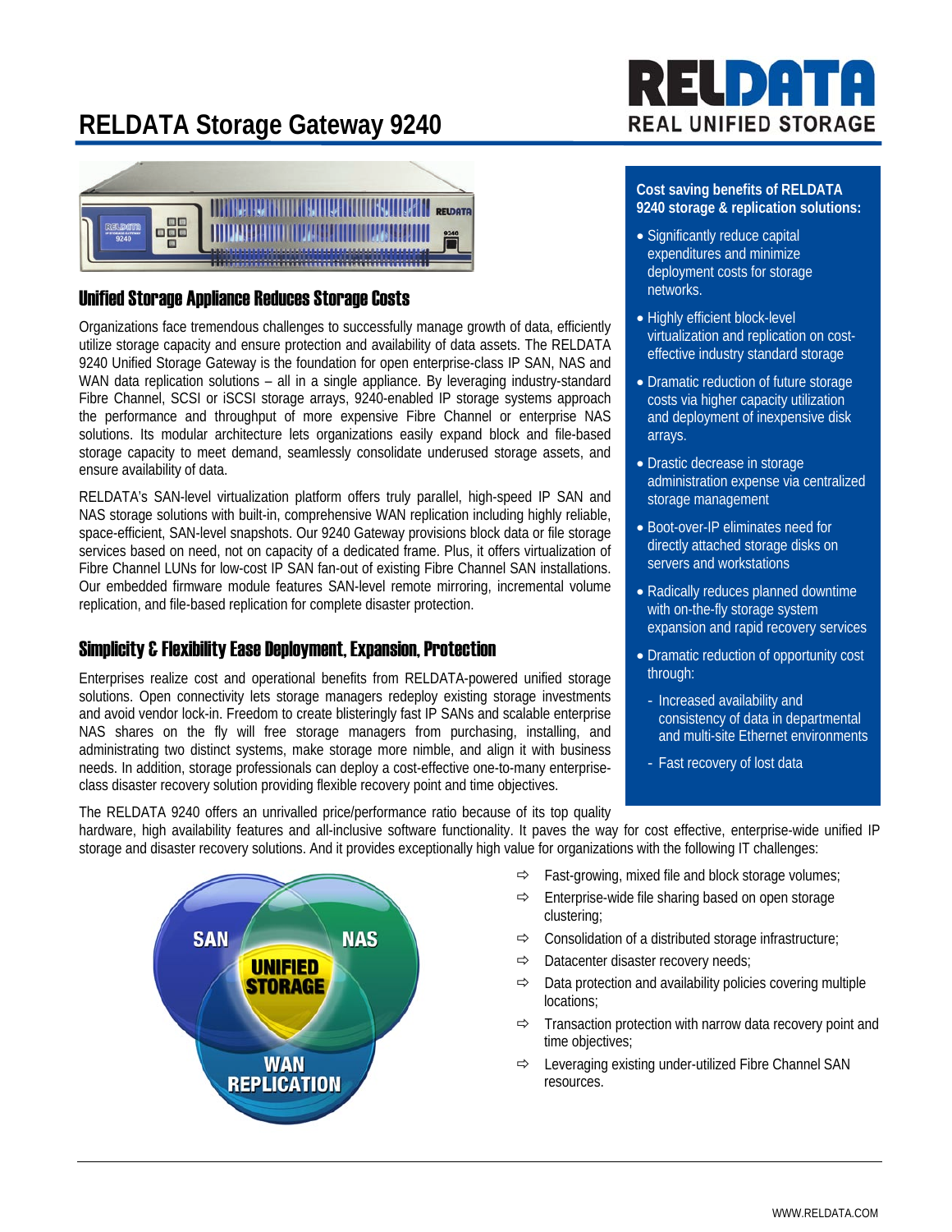# RELDATA Storage Gateway 9240

## Unified Storage Appliance Reduces Storage Costs

Organizations face tremendous challenges to successfully manage growth of data, efficiently utilize storage capacity and ensure protection and availability of data assets. The RELDATA 9240 Unified Storage Gateway is the foundation for open enterprise-class IP SAN, NAS and WAN data replication solutions – all in a single appliance. By leveraging industry-standard Fibre Channel, SCSI or iSCSI storage arrays, 9240-enabled IP storage systems approach the performance and throughput of more expensive Fibre Channel or enterprise NAS solutions. Its modular architecture lets organizations easily expand block and file-based storage capacity to meet demand, seamlessly consolidate underused storage assets, and ensure availability of data.

RELDATA's SAN-level virtualization platform offers truly parallel, high-speed IP SAN and NAS storage solutions with built-in, comprehensive WAN replication including highly reliable, space-efficient, SAN-level snapshots. Our 9240 Gateway provisions block data or file storage services based on need, not on capacity of a dedicated frame. Plus, it offers virtualization of Fibre Channel LUNs for low-cost IP SAN fan-out of existing Fibre Channel SAN installations. Our embedded firmware module features SAN-level remote mirroring, incremental volume replication, and file-based replication for complete disaster protection.

## Simplicity & Flexibility Ease Deployment, Expansion, Protection

Enterprises realize cost and operational benefits from RELDATA-powered unified storage solutions. Open connectivity lets storage managers redeploy existing storage investments and avoid vendor lock-in. Freedom to create blisteringly fast IP SANs and scalable enterprise NAS shares on the fly will free storage managers from purchasing, installing, and administrating two distinct systems, make storage more nimble, and align it with business needs. In addition, storage professionals can deploy a cost-effective one-to-many enterprise-class disaster recovery solution providing flexible recovery point and time objectives.

The RELDATA 9240 offers an unrivalled price/performance ratio because of its top quality hardware, high availability features and all-inclusive software functionality. It paves the way for cost effective, enterprise-wide unified IP storage and disaster recovery solutions. And it provides exceptionally high value for organizations with the following IT challenges:

- Fast-growing, mixed file and block storage volumes;
- Enterprise-wide file sharing based on open storage clustering;
- Consolidation of a distributed storage infrastructure;
- Datacenter disaster recovery needs;
- Data protection and availability policies covering multiple locations;
- Transaction protection with narrow data recovery point and time objectives;
- Leveraging existing under-utilized Fibre Channel SAN resources.

**Cost saving benefits of RELDATA 9240 storage & replication solutions:**

- Significantly reduce capital expenditures and minimize deployment costs for storage networks.
- Highly efficient block-level virtualization and replication on cost-effective industry standard storage
- Dramatic reduction of future storage costs via higher capacity utilization and deployment of inexpensive disk arrays.
- Drastic decrease in storage administration expense via centralized storage management
- Boot-over-IP eliminates need for directly attached storage disks on servers and workstations
- Radically reduces planned downtime with on-the-fly storage system expansion and rapid recovery services
- Dramatic reduction of opportunity cost through:
  - Increased availability and consistency of data in departmental and multi-site Ethernet environments
  - Fast recovery of lost data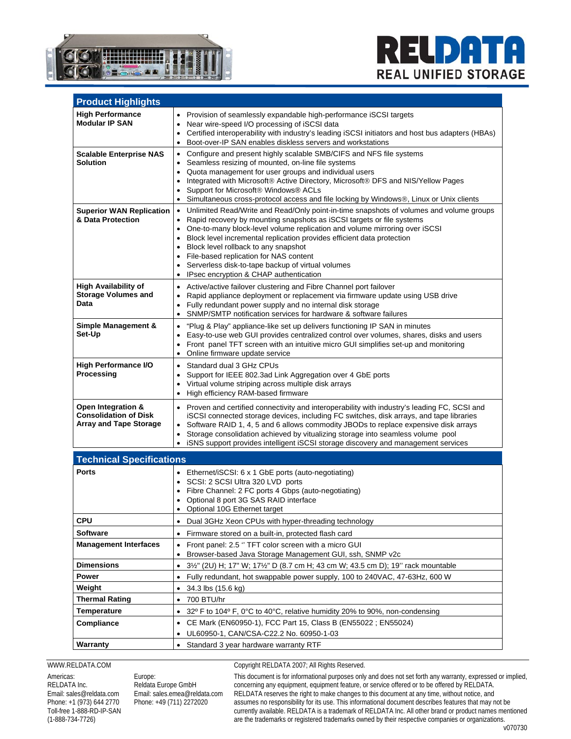RELDATA
REAL UNIFIED STORAGE

## Product Highlights

| | |
|---|---|
| **High Performance Modular IP SAN** | • Provision of seamlessly expandable high-performance iSCSI targets<br>• Near wire-speed I/O processing of iSCSI data<br>• Certified interoperability with industry's leading iSCSI initiators and host bus adapters (HBAs)<br>• Boot-over-IP SAN enables diskless servers and workstations |
| **Scalable Enterprise NAS Solution** | • Configure and present highly scalable SMB/CIFS and NFS file systems<br>• Seamless resizing of mounted, on-line file systems<br>• Quota management for user groups and individual users<br>• Integrated with Microsoft® Active Directory, Microsoft® DFS and NIS/Yellow Pages<br>• Support for Microsoft® Windows® ACLs<br>• Simultaneous cross-protocol access and file locking by Windows®, Linux or Unix clients |
| **Superior WAN Replication & Data Protection** | • Unlimited Read/Write and Read/Only point-in-time snapshots of volumes and volume groups<br>• Rapid recovery by mounting snapshots as iSCSI targets or file systems<br>• One-to-many block-level volume replication and volume mirroring over iSCSI<br>• Block level incremental replication provides efficient data protection<br>• Block level rollback to any snapshot<br>• File-based replication for NAS content<br>• Serverless disk-to-tape backup of virtual volumes<br>• IPsec encryption & CHAP authentication |
| **High Availability of Storage Volumes and Data** | • Active/active failover clustering and Fibre Channel port failover<br>• Rapid appliance deployment or replacement via firmware update using USB drive<br>• Fully redundant power supply and no internal disk storage<br>• SNMP/SMTP notification services for hardware & software failures |
| **Simple Management & Set-Up** | • "Plug & Play" appliance-like set up delivers functioning IP SAN in minutes<br>• Easy-to-use web GUI provides centralized control over volumes, shares, disks and users<br>• Front panel TFT screen with an intuitive micro GUI simplifies set-up and monitoring<br>• Online firmware update service |
| **High Performance I/O Processing** | • Standard dual 3 GHz CPUs<br>• Support for IEEE 802.3ad Link Aggregation over 4 GbE ports<br>• Virtual volume striping across multiple disk arrays<br>• High efficiency RAM-based firmware |
| **Open Integration & Consolidation of Disk Array and Tape Storage** | • Proven and certified connectivity and interoperability with industry's leading FC, SCSI and iSCSI connected storage devices, including FC switches, disk arrays, and tape libraries<br>• Software RAID 1, 4, 5 and 6 allows commodity JBODs to replace expensive disk arrays<br>• Storage consolidation achieved by vitualizing storage into seamless volume pool<br>• iSNS support provides intelligent iSCSI storage discovery and management services |

## Technical Specifications

| | |
|---|---|
| **Ports** | • Ethernet/iSCSI: 6 x 1 GbE ports (auto-negotiating)<br>• SCSI: 2 SCSI Ultra 320 LVD ports<br>• Fibre Channel: 2 FC ports 4 Gbps (auto-negotiating)<br>• Optional 8 port 3G SAS RAID interface<br>• Optional 10G Ethernet target |
| **CPU** | • Dual 3GHz Xeon CPUs with hyper-threading technology |
| **Software** | • Firmware stored on a built-in, protected flash card |
| **Management Interfaces** | • Front panel: 2.5 '' TFT color screen with a micro GUI<br>• Browser-based Java Storage Management GUI, ssh, SNMP v2c |
| **Dimensions** | • 3½" (2U) H; 17" W; 17½" D (8.7 cm H; 43 cm W; 43.5 cm D); 19'' rack mountable |
| **Power** | • Fully redundant, hot swappable power supply, 100 to 240VAC, 47-63Hz, 600 W |
| **Weight** | • 34.3 lbs (15.6 kg) |
| **Thermal Rating** | • 700 BTU/hr |
| **Temperature** | • 32º F to 104º F, 0°C to 40°C, relative humidity 20% to 90%, non-condensing |
| **Compliance** | • CE Mark (EN60950-1), FCC Part 15, Class B (EN55022 ; EN55024)<br>• UL60950-1, CAN/CSA-C22.2 No. 60950-1-03 |
| **Warranty** | • Standard 3 year hardware warranty RTF |

WWW.RELDATA.COM

Americas:
RELDATA Inc.
Email: sales@reldata.com
Phone: +1 (973) 644 2770
Toll-free 1-888-RD-IP-SAN
(1-888-734-7726)

Europe:
Reldata Europe GmbH
Email: sales.emea@reldata.com
Phone: +49 (711) 2272020

Copyright RELDATA 2007; All Rights Reserved.

This document is for informational purposes only and does not set forth any warranty, expressed or implied, concerning any equipment, equipment feature, or service offered or to be offered by RELDATA. RELDATA reserves the right to make changes to this document at any time, without notice, and assumes no responsibility for its use. This informational document describes features that may not be currently available. RELDATA is a trademark of RELDATA Inc. All other brand or product names mentioned are the trademarks or registered trademarks owned by their respective companies or organizations.

v070730